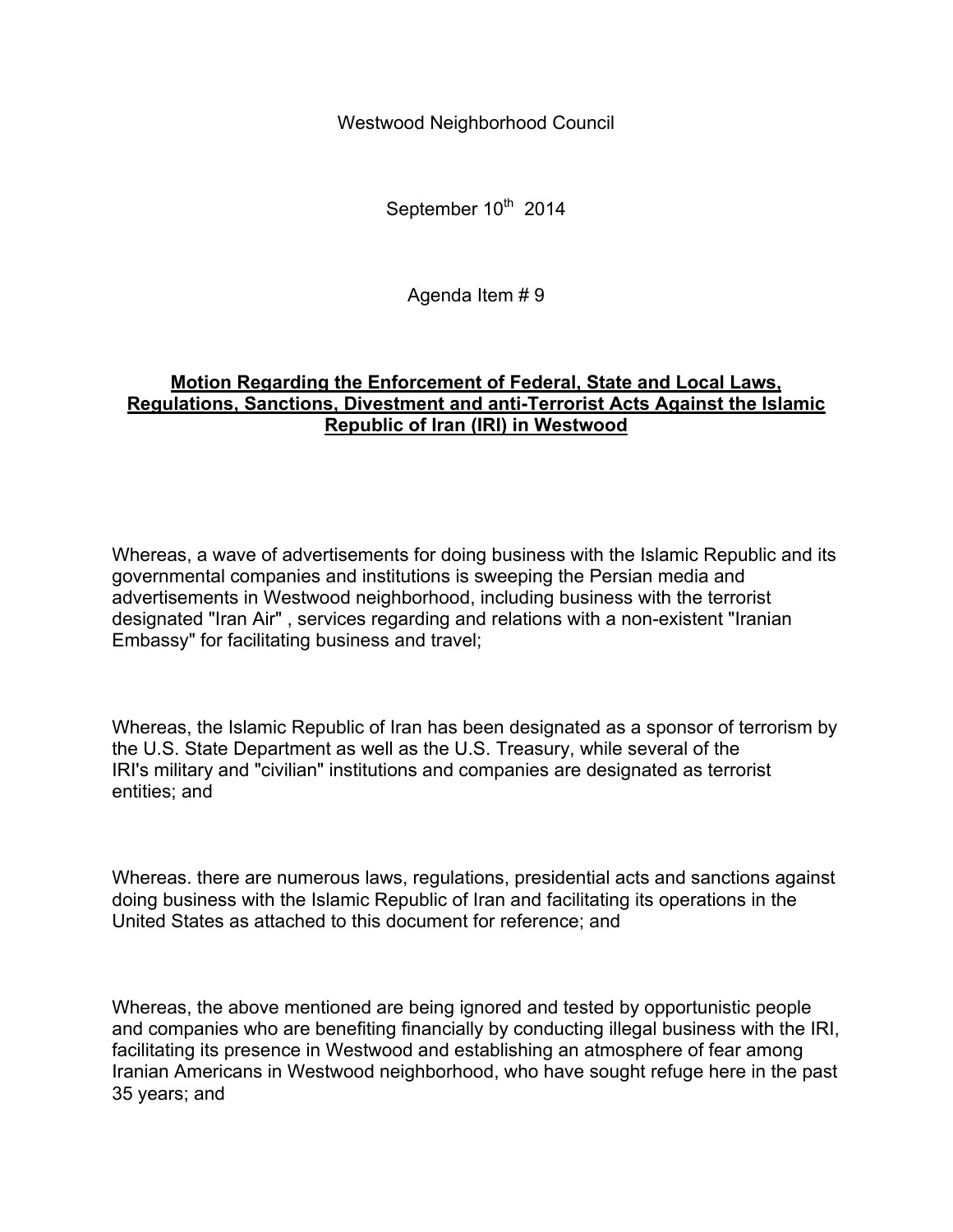Westwood Neighborhood Council

September 10th 2014

Agenda Item # 9

**Motion Regarding the Enforcement of Federal, State and Local Laws, Regulations, Sanctions, Divestment and anti-Terrorist Acts Against the Islamic Republic of Iran (IRI) in Westwood**

Whereas, a wave of advertisements for doing business with the Islamic Republic and its governmental companies and institutions is sweeping the Persian media and advertisements in Westwood neighborhood, including business with the terrorist designated "Iran Air" , services regarding and relations with a non-existent "Iranian Embassy" for facilitating business and travel;

Whereas, the Islamic Republic of Iran has been designated as a sponsor of terrorism by the U.S. State Department as well as the U.S. Treasury, while several of the IRI's military and "civilian" institutions and companies are designated as terrorist entities; and

Whereas. there are numerous laws, regulations, presidential acts and sanctions against doing business with the Islamic Republic of Iran and facilitating its operations in the United States as attached to this document for reference; and

Whereas, the above mentioned are being ignored and tested by opportunistic people and companies who are benefiting financially by conducting illegal business with the IRI, facilitating its presence in Westwood and establishing an atmosphere of fear among Iranian Americans in Westwood neighborhood, who have sought refuge here in the past 35 years; and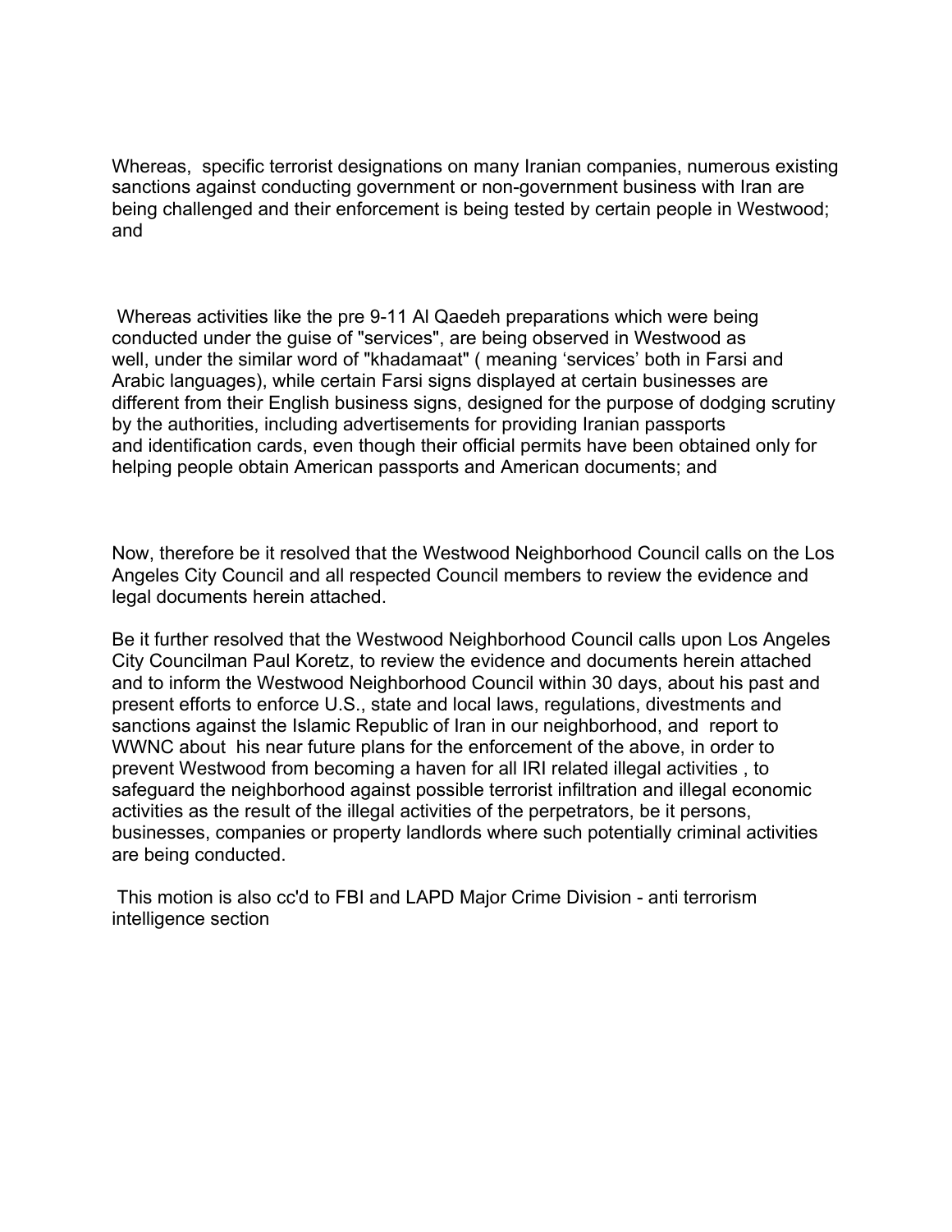Whereas, specific terrorist designations on many Iranian companies, numerous existing sanctions against conducting government or non-government business with Iran are being challenged and their enforcement is being tested by certain people in Westwood; and

Whereas activities like the pre 9-11 Al Qaedeh preparations which were being conducted under the guise of "services", are being observed in Westwood as well, under the similar word of "khadamaat" ( meaning 'services' both in Farsi and Arabic languages), while certain Farsi signs displayed at certain businesses are different from their English business signs, designed for the purpose of dodging scrutiny by the authorities, including advertisements for providing Iranian passports and identification cards, even though their official permits have been obtained only for helping people obtain American passports and American documents; and

Now, therefore be it resolved that the Westwood Neighborhood Council calls on the Los Angeles City Council and all respected Council members to review the evidence and legal documents herein attached.

Be it further resolved that the Westwood Neighborhood Council calls upon Los Angeles City Councilman Paul Koretz, to review the evidence and documents herein attached and to inform the Westwood Neighborhood Council within 30 days, about his past and present efforts to enforce U.S., state and local laws, regulations, divestments and sanctions against the Islamic Republic of Iran in our neighborhood, and report to WWNC about his near future plans for the enforcement of the above, in order to prevent Westwood from becoming a haven for all IRI related illegal activities , to safeguard the neighborhood against possible terrorist infiltration and illegal economic activities as the result of the illegal activities of the perpetrators, be it persons, businesses, companies or property landlords where such potentially criminal activities are being conducted.

This motion is also cc'd to FBI and LAPD Major Crime Division - anti terrorism intelligence section